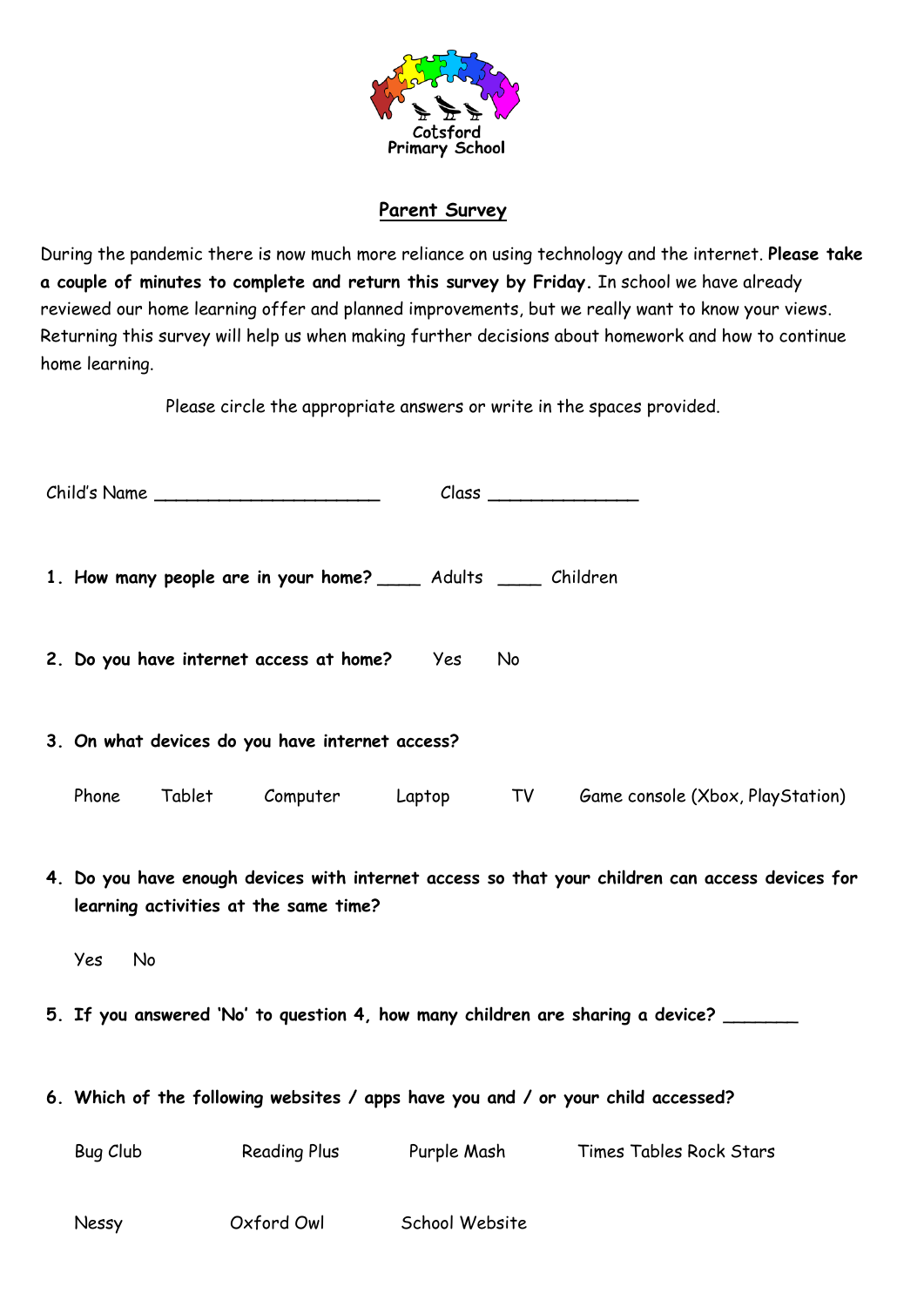Cotsford Primary School

## Parent Survey

During the pandemic there is now much more reliance on using technology and the internet. **Please take a couple of minutes to complete and return this survey by Friday.** In school we have already reviewed our home learning offer and planned improvements, but we really want to know your views. Returning this survey will help us when making further decisions about homework and how to continue home learning.

Please circle the appropriate answers or write in the spaces provided.

Child's Name ______________________ Class _______________

1. **How many people are in your home?** ____ Adults ____ Children

2. **Do you have internet access at home?** Yes No

3. **On what devices do you have internet access?**

   Phone Tablet Computer Laptop TV Game console (Xbox, PlayStation)

4. **Do you have enough devices with internet access so that your children can access devices for learning activities at the same time?**

   Yes No

5. **If you answered 'No' to question 4, how many children are sharing a device?** _______

6. **Which of the following websites / apps have you and / or your child accessed?**

   Bug Club Reading Plus Purple Mash Times Tables Rock Stars

   Nessy Oxford Owl School Website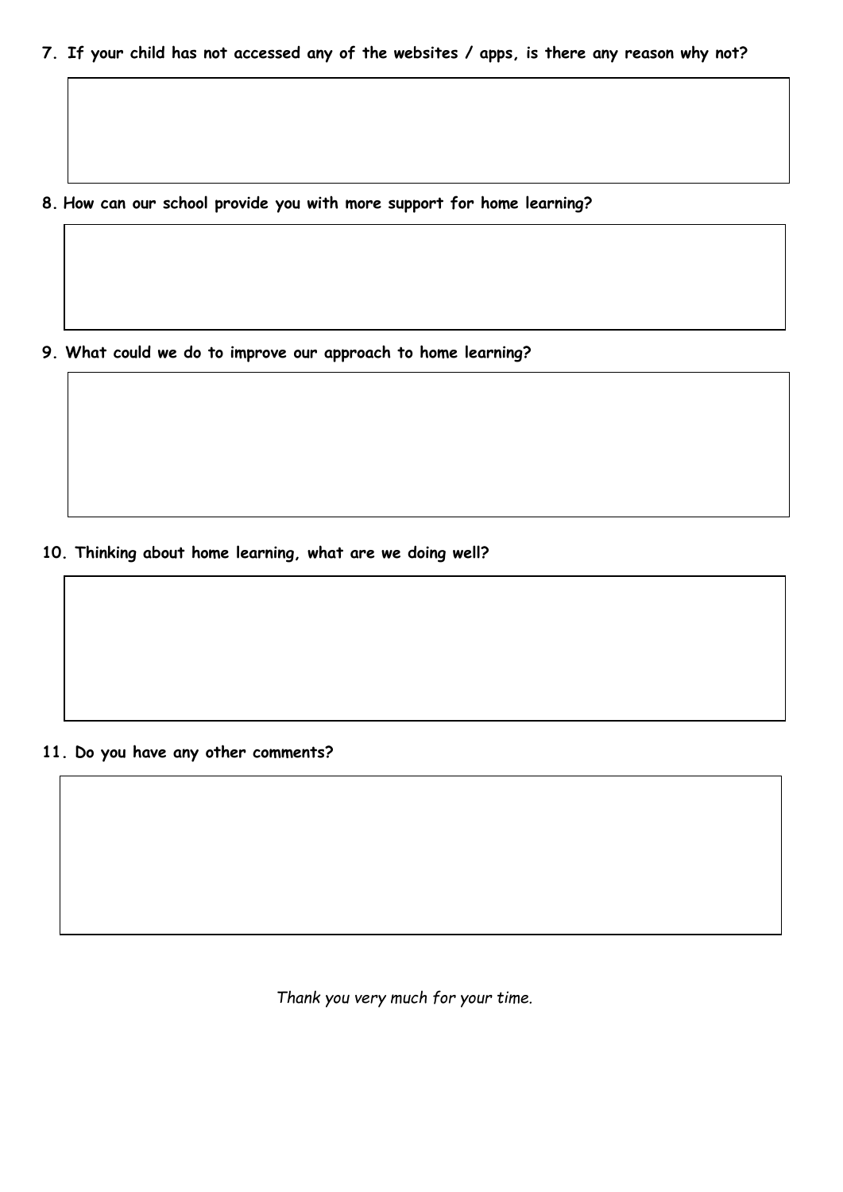**7. If your child has not accessed any of the websites / apps, is there any reason why not?**

**8. How can our school provide you with more support for home learning?**

**9. What could we do to improve our approach to home learning?**

**10. Thinking about home learning, what are we doing well?**

**11. Do you have any other comments?**

*Thank you very much for your time.*